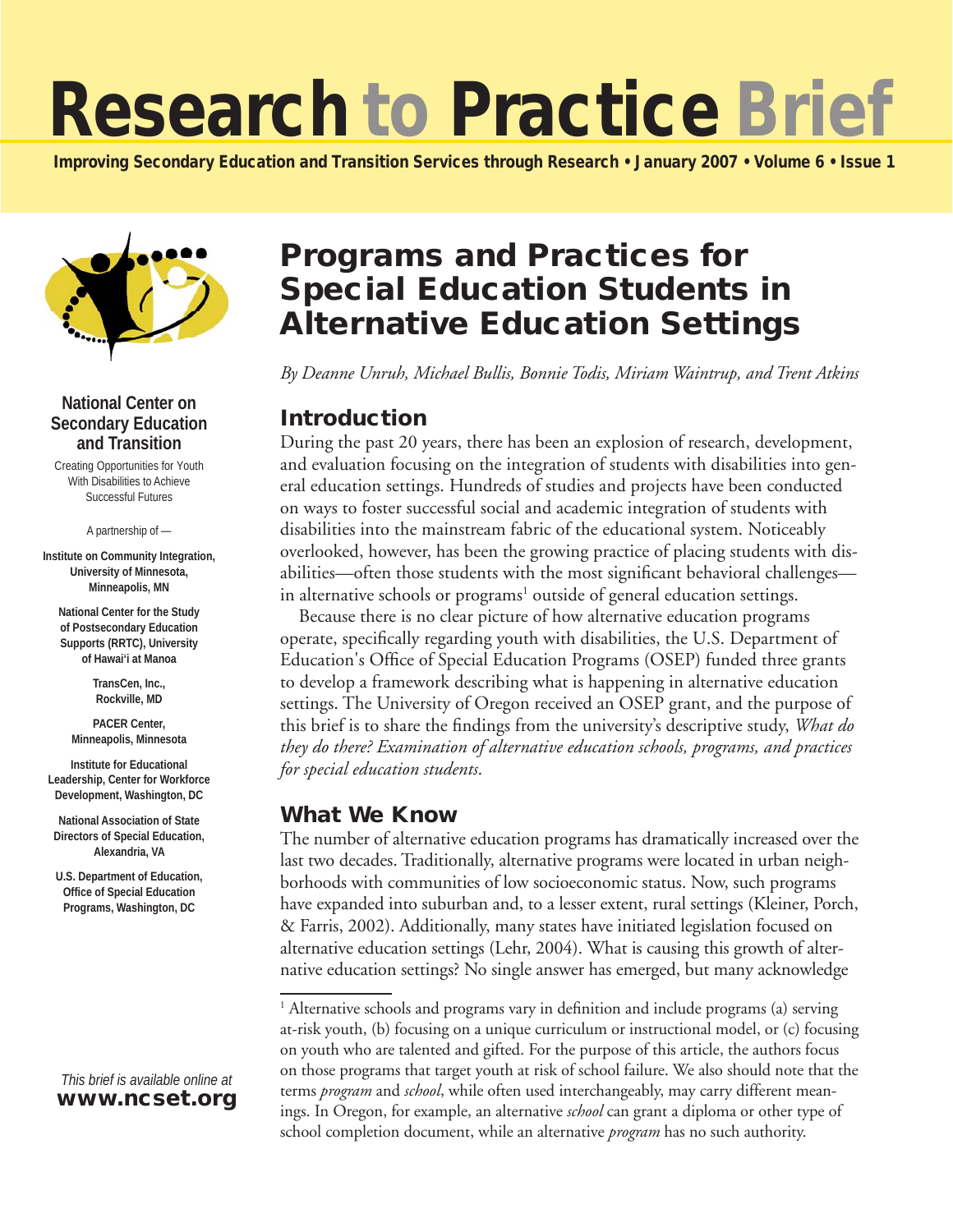// Research to Practice Brief

Improving Secondary Education and Transition Services through Research • January 2007 • Volume 6 • Issue 1

**National Center on Secondary Education and Transition**

Creating Opportunities for Youth With Disabilities to Achieve Successful Futures

A partnership of —

**Institute on Community Integration, University of Minnesota, Minneapolis, MN**

**National Center for the Study of Postsecondary Education Supports (RRTC), University of Hawai'i at Manoa**

**TransCen, Inc., Rockville, MD**

**PACER Center, Minneapolis, Minnesota**

**Institute for Educational Leadership, Center for Workforce Development, Washington, DC**

**National Association of State Directors of Special Education, Alexandria, VA**

**U.S. Department of Education, Office of Special Education Programs, Washington, DC**

*This brief is available online at* **www.ncset.org**

# Programs and Practices for Special Education Students in Alternative Education Settings

*By Deanne Unruh, Michael Bullis, Bonnie Todis, Miriam Waintrup, and Trent Atkins*

## Introduction

During the past 20 years, there has been an explosion of research, development, and evaluation focusing on the integration of students with disabilities into general education settings. Hundreds of studies and projects have been conducted on ways to foster successful social and academic integration of students with disabilities into the mainstream fabric of the educational system. Noticeably overlooked, however, has been the growing practice of placing students with disabilities—often those students with the most significant behavioral challenges—in alternative schools or programs[1] outside of general education settings.

Because there is no clear picture of how alternative education programs operate, specifically regarding youth with disabilities, the U.S. Department of Education's Office of Special Education Programs (OSEP) funded three grants to develop a framework describing what is happening in alternative education settings. The University of Oregon received an OSEP grant, and the purpose of this brief is to share the findings from the university's descriptive study, *What do they do there? Examination of alternative education schools, programs, and practices for special education students*.

## What We Know

The number of alternative education programs has dramatically increased over the last two decades. Traditionally, alternative programs were located in urban neighborhoods with communities of low socioeconomic status. Now, such programs have expanded into suburban and, to a lesser extent, rural settings (Kleiner, Porch, & Farris, 2002). Additionally, many states have initiated legislation focused on alternative education settings (Lehr, 2004). What is causing this growth of alternative education settings? No single answer has emerged, but many acknowledge

[1] Alternative schools and programs vary in definition and include programs (a) serving at-risk youth, (b) focusing on a unique curriculum or instructional model, or (c) focusing on youth who are talented and gifted. For the purpose of this article, the authors focus on those programs that target youth at risk of school failure. We also should note that the terms *program* and *school*, while often used interchangeably, may carry different meanings. In Oregon, for example, an alternative *school* can grant a diploma or other type of school completion document, while an alternative *program* has no such authority.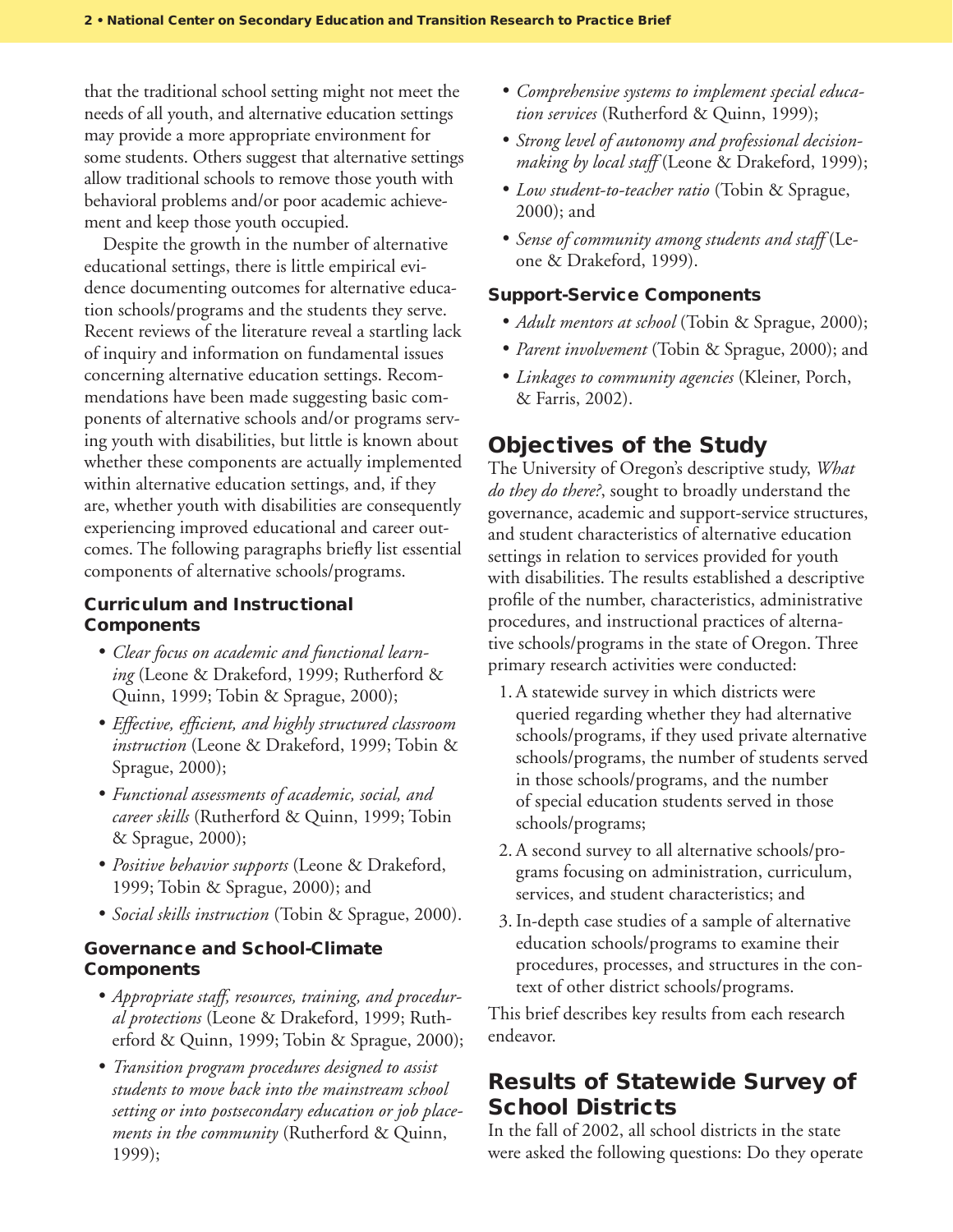that the traditional school setting might not meet the needs of all youth, and alternative education settings may provide a more appropriate environment for some students. Others suggest that alternative settings allow traditional schools to remove those youth with behavioral problems and/or poor academic achievement and keep those youth occupied.

Despite the growth in the number of alternative educational settings, there is little empirical evidence documenting outcomes for alternative education schools/programs and the students they serve. Recent reviews of the literature reveal a startling lack of inquiry and information on fundamental issues concerning alternative education settings. Recommendations have been made suggesting basic components of alternative schools and/or programs serving youth with disabilities, but little is known about whether these components are actually implemented within alternative education settings, and, if they are, whether youth with disabilities are consequently experiencing improved educational and career outcomes. The following paragraphs briefly list essential components of alternative schools/programs.

### Curriculum and Instructional Components

- *Clear focus on academic and functional learning* (Leone & Drakeford, 1999; Rutherford & Quinn, 1999; Tobin & Sprague, 2000);
- *Effective, efficient, and highly structured classroom instruction* (Leone & Drakeford, 1999; Tobin & Sprague, 2000);
- *Functional assessments of academic, social, and career skills* (Rutherford & Quinn, 1999; Tobin & Sprague, 2000);
- *Positive behavior supports* (Leone & Drakeford, 1999; Tobin & Sprague, 2000); and
- *Social skills instruction* (Tobin & Sprague, 2000).

### Governance and School-Climate Components

- *Appropriate staff, resources, training, and procedural protections* (Leone & Drakeford, 1999; Rutherford & Quinn, 1999; Tobin & Sprague, 2000);
- *Transition program procedures designed to assist students to move back into the mainstream school setting or into postsecondary education or job placements in the community* (Rutherford & Quinn, 1999);
- *Comprehensive systems to implement special education services* (Rutherford & Quinn, 1999);
- *Strong level of autonomy and professional decision-making by local staff* (Leone & Drakeford, 1999);
- *Low student-to-teacher ratio* (Tobin & Sprague, 2000); and
- *Sense of community among students and staff* (Leone & Drakeford, 1999).

### Support-Service Components

- *Adult mentors at school* (Tobin & Sprague, 2000);
- *Parent involvement* (Tobin & Sprague, 2000); and
- *Linkages to community agencies* (Kleiner, Porch, & Farris, 2002).

## Objectives of the Study

The University of Oregon's descriptive study, *What do they do there?*, sought to broadly understand the governance, academic and support-service structures, and student characteristics of alternative education settings in relation to services provided for youth with disabilities. The results established a descriptive profile of the number, characteristics, administrative procedures, and instructional practices of alternative schools/programs in the state of Oregon. Three primary research activities were conducted:

1. A statewide survey in which districts were queried regarding whether they had alternative schools/programs, if they used private alternative schools/programs, the number of students served in those schools/programs, and the number of special education students served in those schools/programs;
2. A second survey to all alternative schools/programs focusing on administration, curriculum, services, and student characteristics; and
3. In-depth case studies of a sample of alternative education schools/programs to examine their procedures, processes, and structures in the context of other district schools/programs.

This brief describes key results from each research endeavor.

## Results of Statewide Survey of School Districts

In the fall of 2002, all school districts in the state were asked the following questions: Do they operate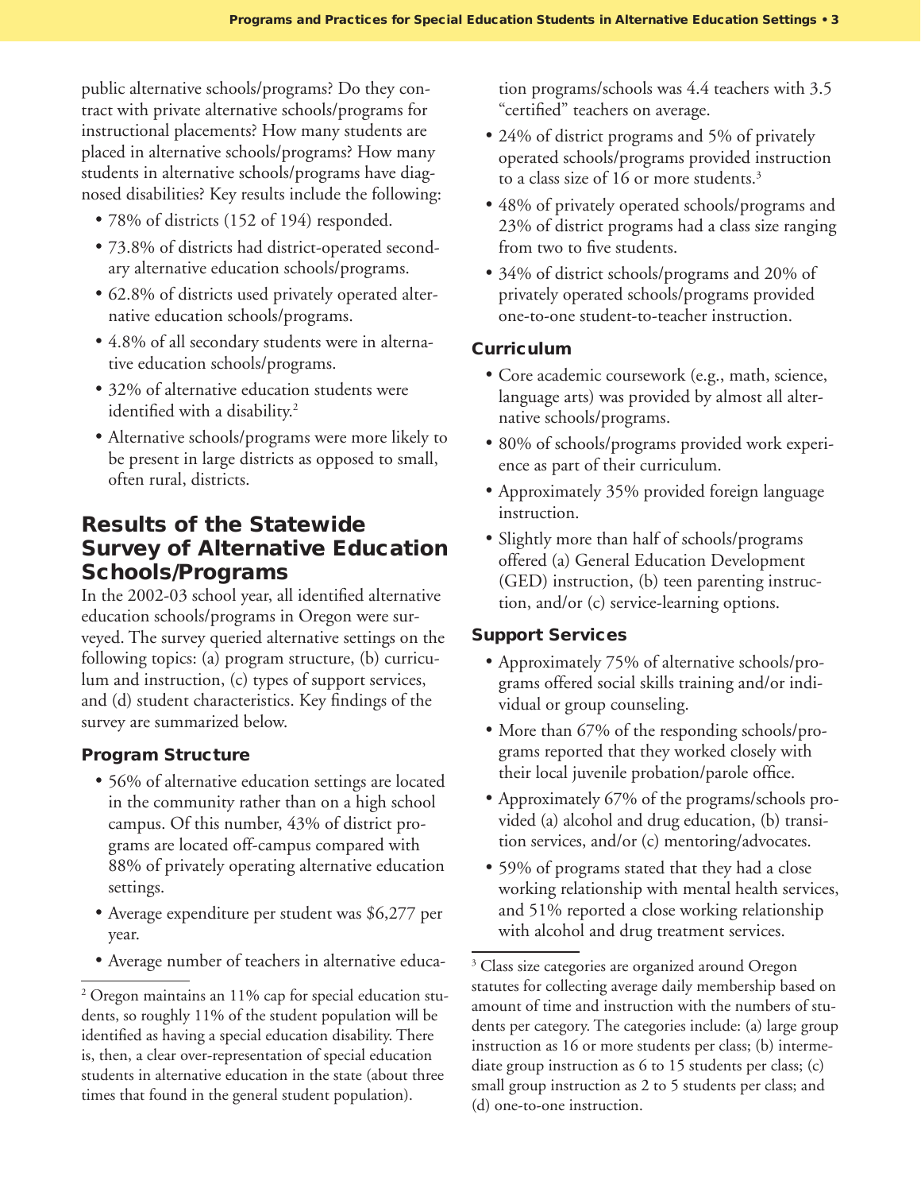public alternative schools/programs? Do they contract with private alternative schools/programs for instructional placements? How many students are placed in alternative schools/programs? How many students in alternative schools/programs have diagnosed disabilities? Key results include the following:

- 78% of districts (152 of 194) responded.
- 73.8% of districts had district-operated secondary alternative education schools/programs.
- 62.8% of districts used privately operated alternative education schools/programs.
- 4.8% of all secondary students were in alternative education schools/programs.
- 32% of alternative education students were identified with a disability.[2]
- Alternative schools/programs were more likely to be present in large districts as opposed to small, often rural, districts.

## Results of the Statewide Survey of Alternative Education Schools/Programs

In the 2002-03 school year, all identified alternative education schools/programs in Oregon were surveyed. The survey queried alternative settings on the following topics: (a) program structure, (b) curriculum and instruction, (c) types of support services, and (d) student characteristics. Key findings of the survey are summarized below.

### Program Structure

- 56% of alternative education settings are located in the community rather than on a high school campus. Of this number, 43% of district programs are located off-campus compared with 88% of privately operating alternative education settings.
- Average expenditure per student was $6,277 per year.
- Average number of teachers in alternative education programs/schools was 4.4 teachers with 3.5 "certified" teachers on average.
- 24% of district programs and 5% of privately operated schools/programs provided instruction to a class size of 16 or more students.[3]
- 48% of privately operated schools/programs and 23% of district programs had a class size ranging from two to five students.
- 34% of district schools/programs and 20% of privately operated schools/programs provided one-to-one student-to-teacher instruction.

### Curriculum

- Core academic coursework (e.g., math, science, language arts) was provided by almost all alternative schools/programs.
- 80% of schools/programs provided work experience as part of their curriculum.
- Approximately 35% provided foreign language instruction.
- Slightly more than half of schools/programs offered (a) General Education Development (GED) instruction, (b) teen parenting instruction, and/or (c) service-learning options.

### Support Services

- Approximately 75% of alternative schools/programs offered social skills training and/or individual or group counseling.
- More than 67% of the responding schools/programs reported that they worked closely with their local juvenile probation/parole office.
- Approximately 67% of the programs/schools provided (a) alcohol and drug education, (b) transition services, and/or (c) mentoring/advocates.
- 59% of programs stated that they had a close working relationship with mental health services, and 51% reported a close working relationship with alcohol and drug treatment services.

---

[2] Oregon maintains an 11% cap for special education students, so roughly 11% of the student population will be identified as having a special education disability. There is, then, a clear over-representation of special education students in alternative education in the state (about three times that found in the general student population).

[3] Class size categories are organized around Oregon statutes for collecting average daily membership based on amount of time and instruction with the numbers of students per category. The categories include: (a) large group instruction as 16 or more students per class; (b) intermediate group instruction as 6 to 15 students per class; (c) small group instruction as 2 to 5 students per class; and (d) one-to-one instruction.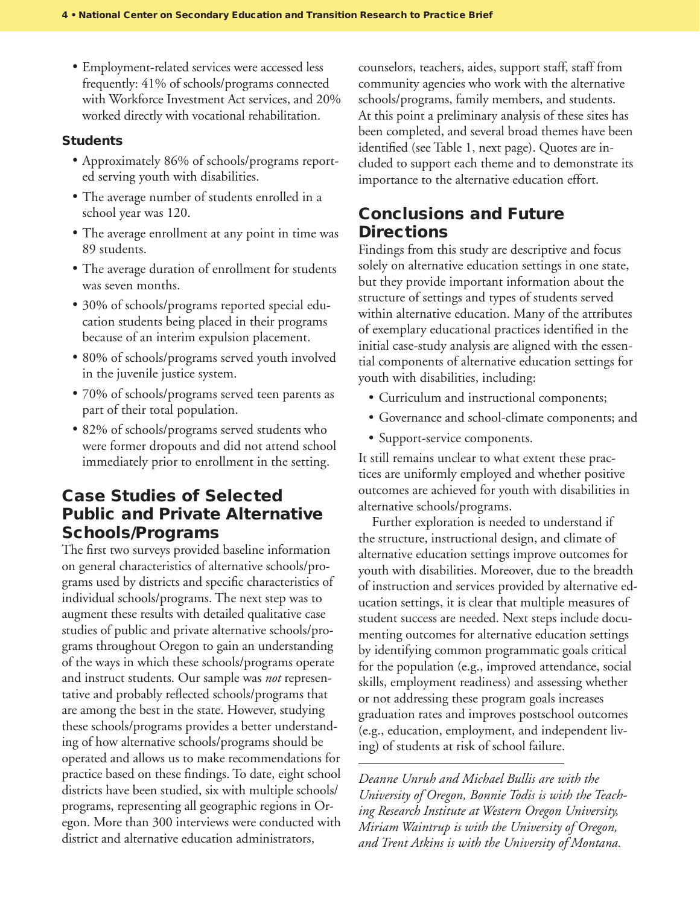- Employment-related services were accessed less frequently: 41% of schools/programs connected with Workforce Investment Act services, and 20% worked directly with vocational rehabilitation.

### Students

- Approximately 86% of schools/programs reported serving youth with disabilities.
- The average number of students enrolled in a school year was 120.
- The average enrollment at any point in time was 89 students.
- The average duration of enrollment for students was seven months.
- 30% of schools/programs reported special education students being placed in their programs because of an interim expulsion placement.
- 80% of schools/programs served youth involved in the juvenile justice system.
- 70% of schools/programs served teen parents as part of their total population.
- 82% of schools/programs served students who were former dropouts and did not attend school immediately prior to enrollment in the setting.

## Case Studies of Selected Public and Private Alternative Schools/Programs

The first two surveys provided baseline information on general characteristics of alternative schools/programs used by districts and specific characteristics of individual schools/programs. The next step was to augment these results with detailed qualitative case studies of public and private alternative schools/programs throughout Oregon to gain an understanding of the ways in which these schools/programs operate and instruct students. Our sample was *not* representative and probably reflected schools/programs that are among the best in the state. However, studying these schools/programs provides a better understanding of how alternative schools/programs should be operated and allows us to make recommendations for practice based on these findings. To date, eight school districts have been studied, six with multiple schools/programs, representing all geographic regions in Oregon. More than 300 interviews were conducted with district and alternative education administrators, counselors, teachers, aides, support staff, staff from community agencies who work with the alternative schools/programs, family members, and students. At this point a preliminary analysis of these sites has been completed, and several broad themes have been identified (see Table 1, next page). Quotes are included to support each theme and to demonstrate its importance to the alternative education effort.

## Conclusions and Future Directions

Findings from this study are descriptive and focus solely on alternative education settings in one state, but they provide important information about the structure of settings and types of students served within alternative education. Many of the attributes of exemplary educational practices identified in the initial case-study analysis are aligned with the essential components of alternative education settings for youth with disabilities, including:

- Curriculum and instructional components;
- Governance and school-climate components; and
- Support-service components.

It still remains unclear to what extent these practices are uniformly employed and whether positive outcomes are achieved for youth with disabilities in alternative schools/programs.

Further exploration is needed to understand if the structure, instructional design, and climate of alternative education settings improve outcomes for youth with disabilities. Moreover, due to the breadth of instruction and services provided by alternative education settings, it is clear that multiple measures of student success are needed. Next steps include documenting outcomes for alternative education settings by identifying common programmatic goals critical for the population (e.g., improved attendance, social skills, employment readiness) and assessing whether or not addressing these program goals increases graduation rates and improves postschool outcomes (e.g., education, employment, and independent living) of students at risk of school failure.

---

*Deanne Unruh and Michael Bullis are with the University of Oregon, Bonnie Todis is with the Teaching Research Institute at Western Oregon University, Miriam Waintrup is with the University of Oregon, and Trent Atkins is with the University of Montana.*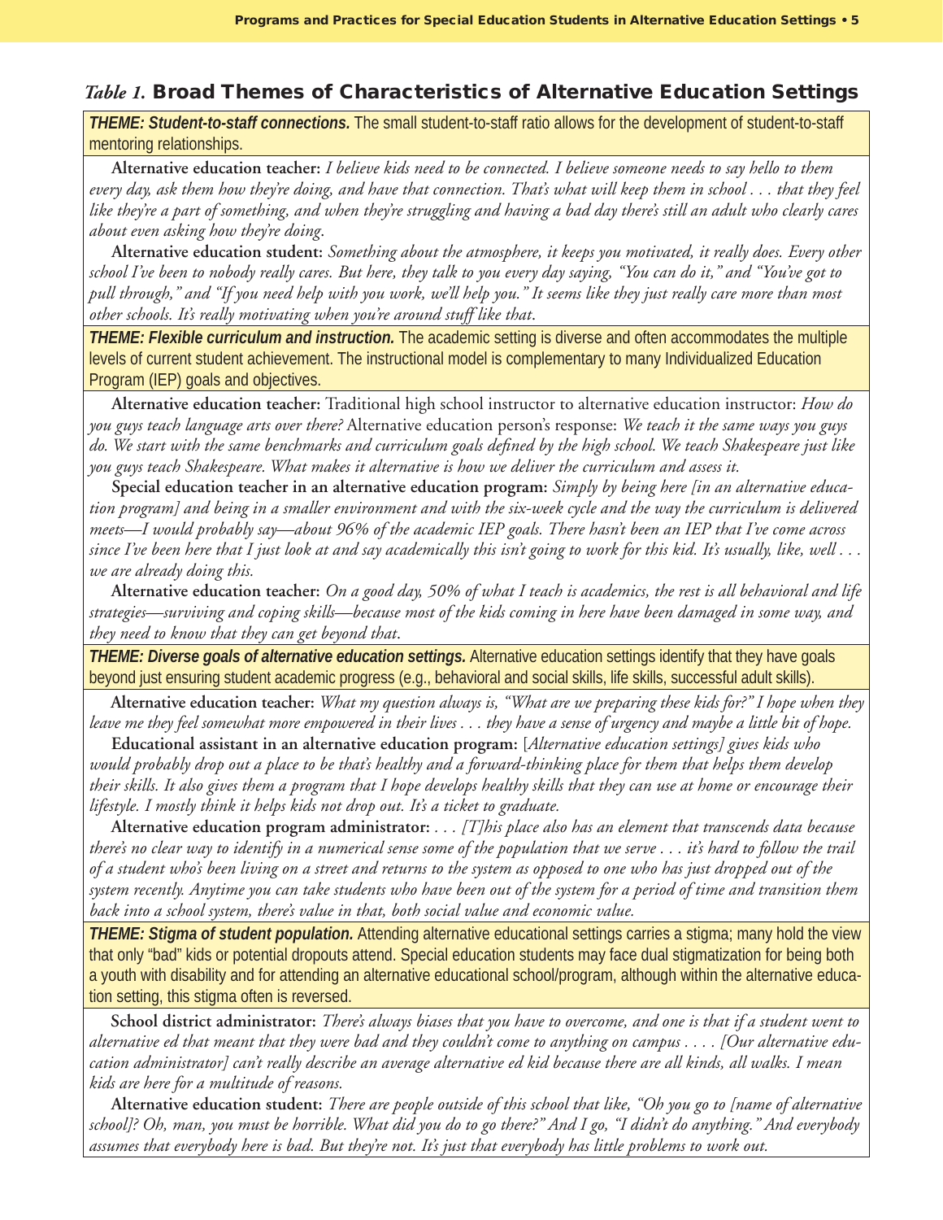## *Table 1.* Broad Themes of Characteristics of Alternative Education Settings

***THEME: Student-to-staff connections.*** The small student-to-staff ratio allows for the development of student-to-staff mentoring relationships.

**Alternative education teacher:** *I believe kids need to be connected. I believe someone needs to say hello to them every day, ask them how they're doing, and have that connection. That's what will keep them in school . . . that they feel like they're a part of something, and when they're struggling and having a bad day there's still an adult who clearly cares about even asking how they're doing.*

**Alternative education student:** *Something about the atmosphere, it keeps you motivated, it really does. Every other school I've been to nobody really cares. But here, they talk to you every day saying, "You can do it," and "You've got to pull through," and "If you need help with you work, we'll help you." It seems like they just really care more than most other schools. It's really motivating when you're around stuff like that.*

***THEME: Flexible curriculum and instruction.*** The academic setting is diverse and often accommodates the multiple levels of current student achievement. The instructional model is complementary to many Individualized Education Program (IEP) goals and objectives.

**Alternative education teacher:** Traditional high school instructor to alternative education instructor: *How do you guys teach language arts over there?* Alternative education person's response: *We teach it the same ways you guys do. We start with the same benchmarks and curriculum goals defined by the high school. We teach Shakespeare just like you guys teach Shakespeare. What makes it alternative is how we deliver the curriculum and assess it.*

**Special education teacher in an alternative education program:** *Simply by being here [in an alternative education program] and being in a smaller environment and with the six-week cycle and the way the curriculum is delivered meets—I would probably say—about 96% of the academic IEP goals. There hasn't been an IEP that I've come across since I've been here that I just look at and say academically this isn't going to work for this kid. It's usually, like, well . . . we are already doing this.*

**Alternative education teacher:** *On a good day, 50% of what I teach is academics, the rest is all behavioral and life strategies—surviving and coping skills—because most of the kids coming in here have been damaged in some way, and they need to know that they can get beyond that.*

***THEME: Diverse goals of alternative education settings.*** Alternative education settings identify that they have goals beyond just ensuring student academic progress (e.g., behavioral and social skills, life skills, successful adult skills).

**Alternative education teacher:** *What my question always is, "What are we preparing these kids for?" I hope when they leave me they feel somewhat more empowered in their lives . . . they have a sense of urgency and maybe a little bit of hope.*

**Educational assistant in an alternative education program:** [*Alternative education settings] gives kids who would probably drop out a place to be that's healthy and a forward-thinking place for them that helps them develop their skills. It also gives them a program that I hope develops healthy skills that they can use at home or encourage their lifestyle. I mostly think it helps kids not drop out. It's a ticket to graduate.*

**Alternative education program administrator:** *. . . [T]his place also has an element that transcends data because there's no clear way to identify in a numerical sense some of the population that we serve . . . it's hard to follow the trail of a student who's been living on a street and returns to the system as opposed to one who has just dropped out of the system recently. Anytime you can take students who have been out of the system for a period of time and transition them back into a school system, there's value in that, both social value and economic value.*

***THEME: Stigma of student population.*** Attending alternative educational settings carries a stigma; many hold the view that only "bad" kids or potential dropouts attend. Special education students may face dual stigmatization for being both a youth with disability and for attending an alternative educational school/program, although within the alternative education setting, this stigma often is reversed.

**School district administrator:** *There's always biases that you have to overcome, and one is that if a student went to alternative ed that meant that they were bad and they couldn't come to anything on campus . . . . [Our alternative education administrator] can't really describe an average alternative ed kid because there are all kinds, all walks. I mean kids are here for a multitude of reasons.*

**Alternative education student:** *There are people outside of this school that like, "Oh you go to [name of alternative school]? Oh, man, you must be horrible. What did you do to go there?" And I go, "I didn't do anything." And everybody assumes that everybody here is bad. But they're not. It's just that everybody has little problems to work out.*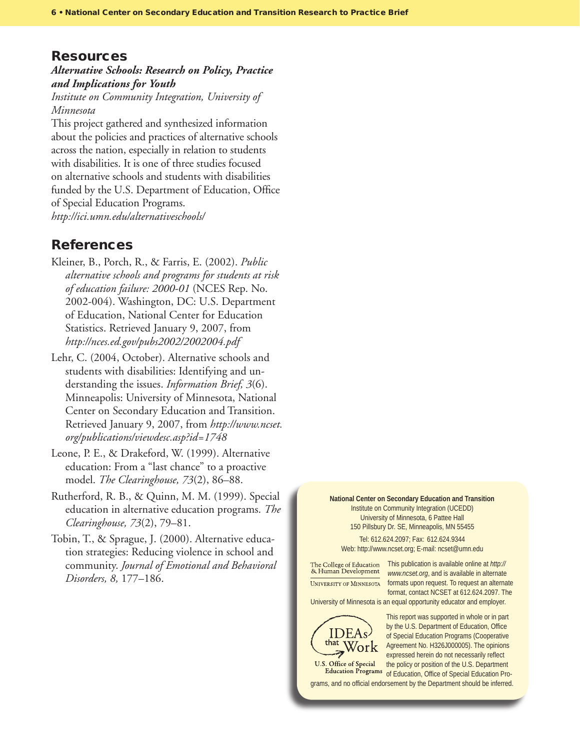## Resources

***Alternative Schools: Research on Policy, Practice and Implications for Youth***

*Institute on Community Integration, University of Minnesota*

This project gathered and synthesized information about the policies and practices of alternative schools across the nation, especially in relation to students with disabilities. It is one of three studies focused on alternative schools and students with disabilities funded by the U.S. Department of Education, Office of Special Education Programs.

*http://ici.umn.edu/alternativeschools/*

## References

Kleiner, B., Porch, R., & Farris, E. (2002). *Public alternative schools and programs for students at risk of education failure: 2000-01* (NCES Rep. No. 2002-004). Washington, DC: U.S. Department of Education, National Center for Education Statistics. Retrieved January 9, 2007, from *http://nces.ed.gov/pubs2002/2002004.pdf*

Lehr, C. (2004, October). Alternative schools and students with disabilities: Identifying and understanding the issues. *Information Brief, 3*(6). Minneapolis: University of Minnesota, National Center on Secondary Education and Transition. Retrieved January 9, 2007, from *http://www.ncset.org/publications/viewdesc.asp?id=1748*

Leone, P. E., & Drakeford, W. (1999). Alternative education: From a "last chance" to a proactive model. *The Clearinghouse, 73*(2), 86–88.

Rutherford, R. B., & Quinn, M. M. (1999). Special education in alternative education programs. *The Clearinghouse, 73*(2), 79–81.

Tobin, T., & Sprague, J. (2000). Alternative education strategies: Reducing violence in school and community. *Journal of Emotional and Behavioral Disorders, 8,* 177–186.

**National Center on Secondary Education and Transition**
Institute on Community Integration (UCEDD)
University of Minnesota, 6 Pattee Hall
150 Pillsbury Dr. SE, Minneapolis, MN 55455

Tel: 612.624.2097; Fax: 612.624.9344
Web: http://www.ncset.org; E-mail: ncset@umn.edu

The College of Education & Human Development
University of Minnesota

This publication is available online at *http://www.ncset.org*, and is available in alternate formats upon request. To request an alternate format, contact NCSET at 612.624.2097. The University of Minnesota is an equal opportunity educator and employer.

IDEAs that Work
U.S. Office of Special Education Programs

This report was supported in whole or in part by the U.S. Department of Education, Office of Special Education Programs (Cooperative Agreement No. H326J000005). The opinions expressed herein do not necessarily reflect the policy or position of the U.S. Department of Education, Office of Special Education Programs, and no official endorsement by the Department should be inferred.